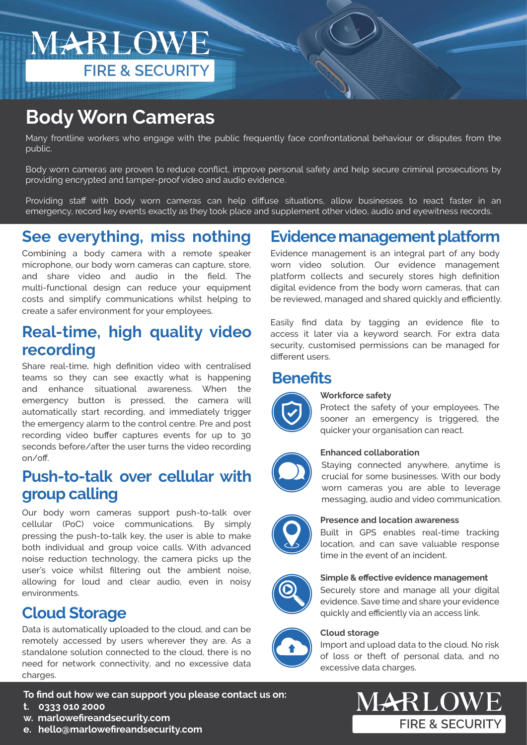MARLOWE
FIRE & SECURITY

# Body Worn Cameras

Many frontline workers who engage with the public frequently face confrontational behaviour or disputes from the public.

Body worn cameras are proven to reduce conflict, improve personal safety and help secure criminal prosecutions by providing encrypted and tamper-proof video and audio evidence.

Providing staff with body worn cameras can help diffuse situations, allow businesses to react faster in an emergency, record key events exactly as they took place and supplement other video, audio and eyewitness records.

## See everything, miss nothing

Combining a body camera with a remote speaker microphone, our body worn cameras can capture, store, and share video and audio in the field. The multi-functional design can reduce your equipment costs and simplify communications whilst helping to create a safer environment for your employees.

## Real-time, high quality video recording

Share real-time, high definition video with centralised teams so they can see exactly what is happening and enhance situational awareness. When the emergency button is pressed, the camera will automatically start recording, and immediately trigger the emergency alarm to the control centre. Pre and post recording video buffer captures events for up to 30 seconds before/after the user turns the video recording on/off.

## Push-to-talk over cellular with group calling

Our body worn cameras support push-to-talk over cellular (PoC) voice communications. By simply pressing the push-to-talk key, the user is able to make both individual and group voice calls. With advanced noise reduction technology, the camera picks up the user's voice whilst filtering out the ambient noise, allowing for loud and clear audio, even in noisy environments.

## Cloud Storage

Data is automatically uploaded to the cloud, and can be remotely accessed by users wherever they are. As a standalone solution connected to the cloud, there is no need for network connectivity, and no excessive data charges.

## Evidence management platform

Evidence management is an integral part of any body worn video solution. Our evidence management platform collects and securely stores high definition digital evidence from the body worn cameras, that can be reviewed, managed and shared quickly and efficiently.

Easily find data by tagging an evidence file to access it later via a keyword search. For extra data security, customised permissions can be managed for different users.

## Benefits

**Workforce safety**
Protect the safety of your employees. The sooner an emergency is triggered, the quicker your organisation can react.

**Enhanced collaboration**
Staying connected anywhere, anytime is crucial for some businesses. With our body worn cameras you are able to leverage messaging, audio and video communication.

**Presence and location awareness**
Built in GPS enables real-time tracking location, and can save valuable response time in the event of an incident.

**Simple & effective evidence management**
Securely store and manage all your digital evidence. Save time and share your evidence quickly and efficiently via an access link.

**Cloud storage**
Import and upload data to the cloud. No risk of loss or theft of personal data, and no excessive data charges.

**To find out how we can support you please contact us on:**
**t. 0333 010 2000**
**w. marlowefireandsecurity.com**
**e. hello@marlowefireandsecurity.com**

MARLOWE
FIRE & SECURITY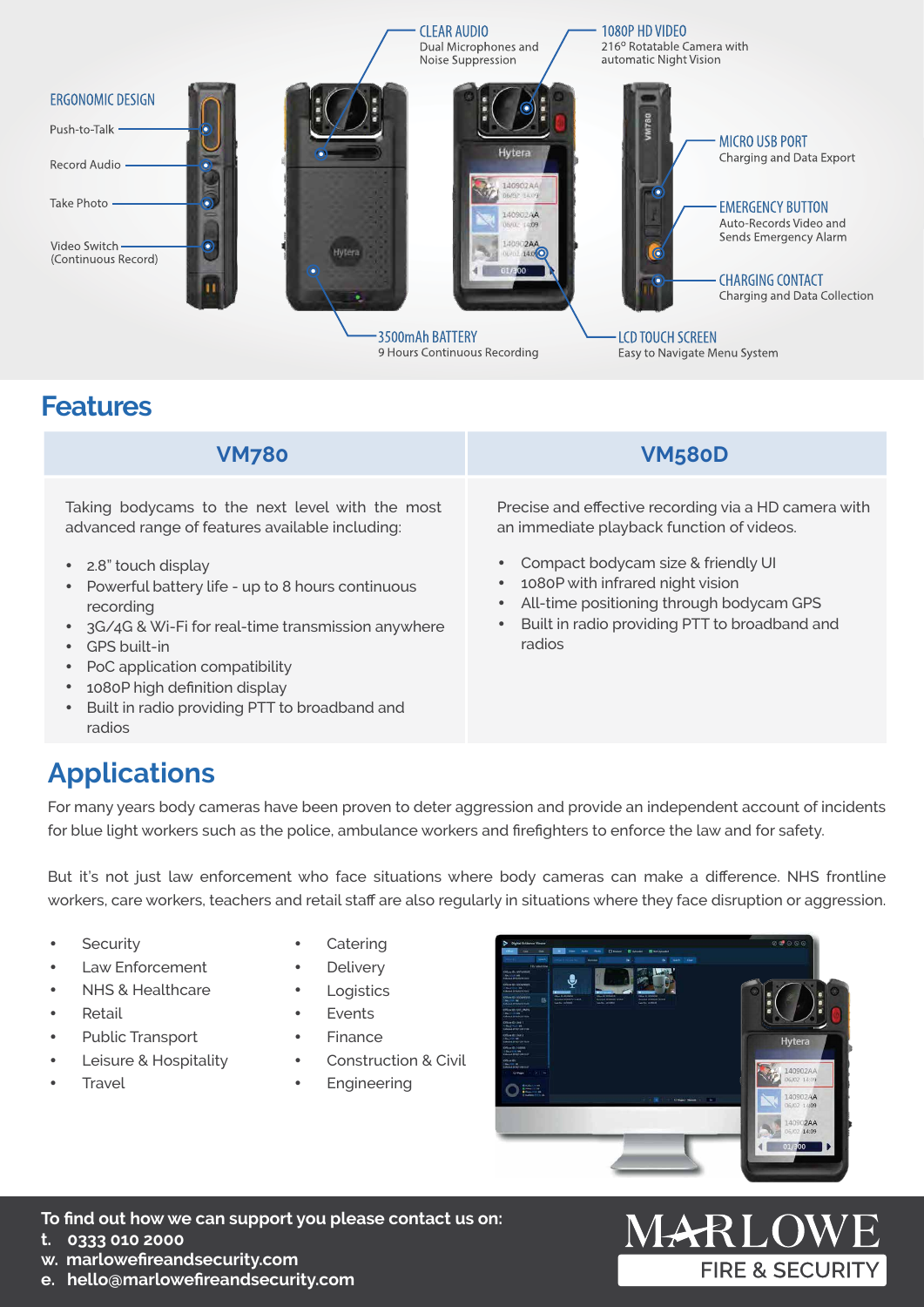ERGONOMIC DESIGN

Push-to-Talk

Record Audio

Take Photo

Video Switch (Continuous Record)

CLEAR AUDIO
Dual Microphones and Noise Suppression

1080P HD VIDEO
216º Rotatable Camera with automatic Night Vision

MICRO USB PORT
Charging and Data Export

EMERGENCY BUTTON
Auto-Records Video and Sends Emergency Alarm

CHARGING CONTACT
Charging and Data Collection

3500mAh BATTERY
9 Hours Continuous Recording

LCD TOUCH SCREEN
Easy to Navigate Menu System

# Features

| VM780 | VM580D |
|---|---|
| Taking bodycams to the next level with the most advanced range of features available including:<br>• 2.8" touch display<br>• Powerful battery life - up to 8 hours continuous recording<br>• 3G/4G & Wi-Fi for real-time transmission anywhere<br>• GPS built-in<br>• PoC application compatibility<br>• 1080P high definition display<br>• Built in radio providing PTT to broadband and radios | Precise and effective recording via a HD camera with an immediate playback function of videos.<br>• Compact bodycam size & friendly UI<br>• 1080P with infrared night vision<br>• All-time positioning through bodycam GPS<br>• Built in radio providing PTT to broadband and radios |

# Applications

For many years body cameras have been proven to deter aggression and provide an independent account of incidents for blue light workers such as the police, ambulance workers and firefighters to enforce the law and for safety.

But it's not just law enforcement who face situations where body cameras can make a difference. NHS frontline workers, care workers, teachers and retail staff are also regularly in situations where they face disruption or aggression.

- Security
- Law Enforcement
- NHS & Healthcare
- Retail
- Public Transport
- Leisure & Hospitality
- Travel
- Catering
- Delivery
- Logistics
- Events
- Finance
- Construction & Civil
- Engineering

**To find out how we can support you please contact us on:**
**t. 0333 010 2000**
**w. marlowefireandsecurity.com**
**e. hello@marlowefireandsecurity.com**

MARLOWE
FIRE & SECURITY